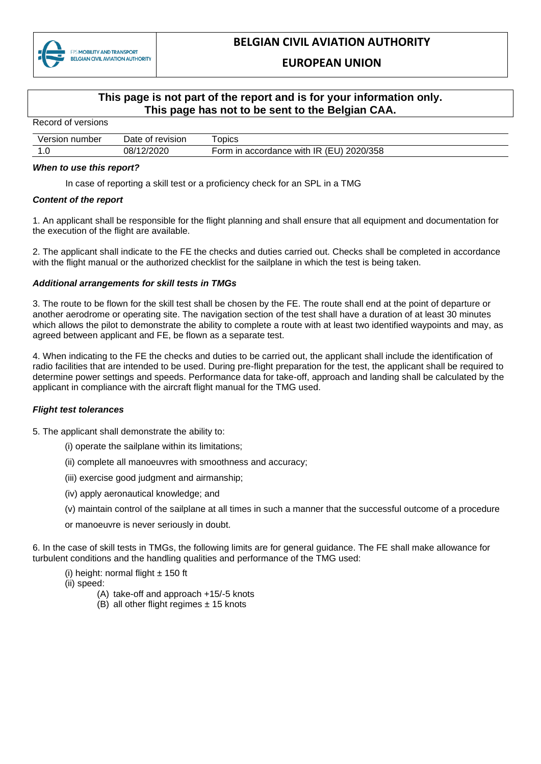| FPS MOBILITY AND TRANSPORT BELGIAN CIVIL AVIATION AUTHORITY | **BELGIAN CIVIL AVIATION AUTHORITY** **EUROPEAN UNION** |
|---|---|

**This page is not part of the report and is for your information only.**
**This page has not to be sent to the Belgian CAA.**

Record of versions

| Version number | Date of revision | Topics |
|---|---|---|
| 1.0 | 08/12/2020 | Form in accordance with IR (EU) 2020/358 |

***When to use this report?***

In case of reporting a skill test or a proficiency check for an SPL in a TMG

***Content of the report***

1. An applicant shall be responsible for the flight planning and shall ensure that all equipment and documentation for the execution of the flight are available.

2. The applicant shall indicate to the FE the checks and duties carried out. Checks shall be completed in accordance with the flight manual or the authorized checklist for the sailplane in which the test is being taken.

***Additional arrangements for skill tests in TMGs***

3. The route to be flown for the skill test shall be chosen by the FE. The route shall end at the point of departure or another aerodrome or operating site. The navigation section of the test shall have a duration of at least 30 minutes which allows the pilot to demonstrate the ability to complete a route with at least two identified waypoints and may, as agreed between applicant and FE, be flown as a separate test.

4. When indicating to the FE the checks and duties to be carried out, the applicant shall include the identification of radio facilities that are intended to be used. During pre-flight preparation for the test, the applicant shall be required to determine power settings and speeds. Performance data for take-off, approach and landing shall be calculated by the applicant in compliance with the aircraft flight manual for the TMG used.

***Flight test tolerances***

5. The applicant shall demonstrate the ability to:

(i) operate the sailplane within its limitations;

(ii) complete all manoeuvres with smoothness and accuracy;

(iii) exercise good judgment and airmanship;

(iv) apply aeronautical knowledge; and

(v) maintain control of the sailplane at all times in such a manner that the successful outcome of a procedure or manoeuvre is never seriously in doubt.

6. In the case of skill tests in TMGs, the following limits are for general guidance. The FE shall make allowance for turbulent conditions and the handling qualities and performance of the TMG used:

(i) height: normal flight ± 150 ft

(ii) speed:

(A) take-off and approach +15/-5 knots

(B) all other flight regimes ± 15 knots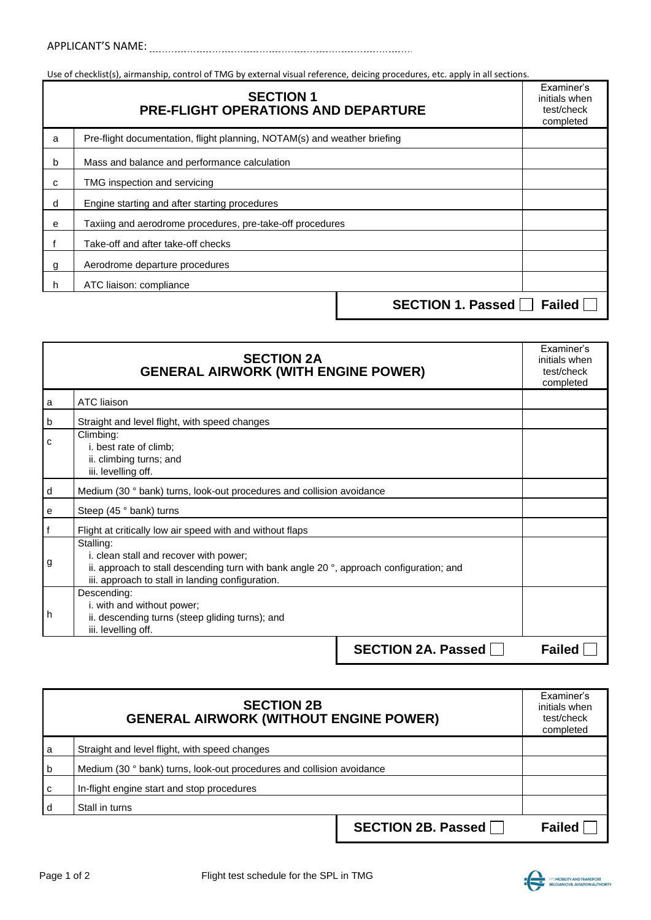APPLICANT'S NAME: ..............................................................

Use of checklist(s), airmanship, control of TMG by external visual reference, deicing procedures, etc. apply in all sections.

| SECTION 1<br>PRE-FLIGHT OPERATIONS AND DEPARTURE | | Examiner's initials when test/check completed |
|---|---|---|
| a | Pre-flight documentation, flight planning, NOTAM(s) and weather briefing | |
| b | Mass and balance and performance calculation | |
| c | TMG inspection and servicing | |
| d | Engine starting and after starting procedures | |
| e | Taxiing and aerodrome procedures, pre-take-off procedures | |
| f | Take-off and after take-off checks | |
| g | Aerodrome departure procedures | |
| h | ATC liaison: compliance | |
| | **SECTION 1. Passed** ☐ | **Failed** ☐ |

| SECTION 2A<br>GENERAL AIRWORK (WITH ENGINE POWER) | | Examiner's initials when test/check completed |
|---|---|---|
| a | ATC liaison | |
| b | Straight and level flight, with speed changes | |
| c | Climbing:<br>i. best rate of climb;<br>ii. climbing turns; and<br>iii. levelling off. | |
| d | Medium (30 ° bank) turns, look-out procedures and collision avoidance | |
| e | Steep (45 ° bank) turns | |
| f | Flight at critically low air speed with and without flaps | |
| g | Stalling:<br>i. clean stall and recover with power;<br>ii. approach to stall descending turn with bank angle 20 °, approach configuration; and<br>iii. approach to stall in landing configuration. | |
| h | Descending:<br>i. with and without power;<br>ii. descending turns (steep gliding turns); and<br>iii. levelling off. | |
| | **SECTION 2A. Passed** ☐ | **Failed** ☐ |

| SECTION 2B<br>GENERAL AIRWORK (WITHOUT ENGINE POWER) | | Examiner's initials when test/check completed |
|---|---|---|
| a | Straight and level flight, with speed changes | |
| b | Medium (30 ° bank) turns, look-out procedures and collision avoidance | |
| c | In-flight engine start and stop procedures | |
| d | Stall in turns | |
| | **SECTION 2B. Passed** ☐ | **Failed** ☐ |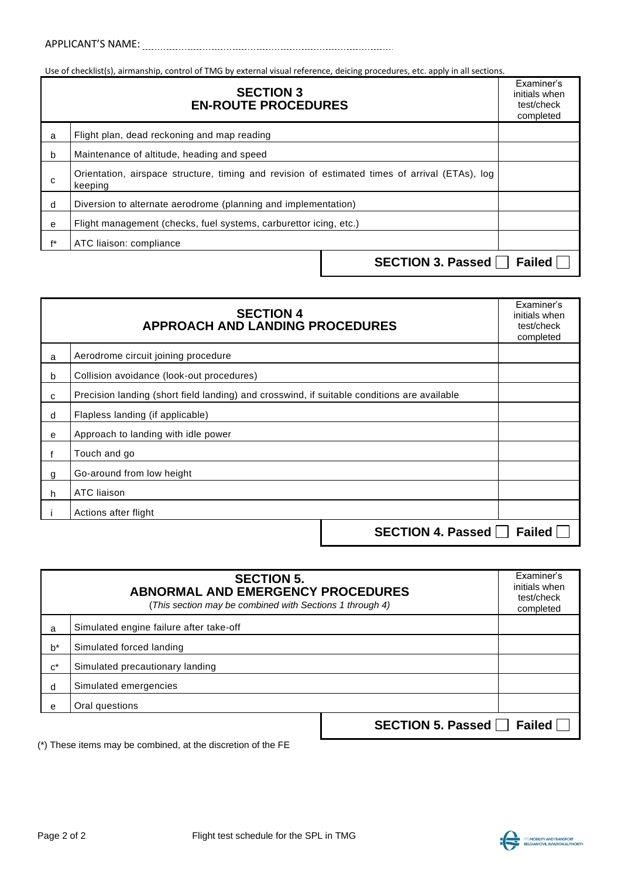APPLICANT'S NAME: ..........................................................................

Use of checklist(s), airmanship, control of TMG by external visual reference, deicing procedures, etc. apply in all sections.

| | **SECTION 3 EN-ROUTE PROCEDURES** | Examiner's initials when test/check completed |
|---|---|---|
| a | Flight plan, dead reckoning and map reading | |
| b | Maintenance of altitude, heading and speed | |
| c | Orientation, airspace structure, timing and revision of estimated times of arrival (ETAs), log keeping | |
| d | Diversion to alternate aerodrome (planning and implementation) | |
| e | Flight management (checks, fuel systems, carburettor icing, etc.) | |
| f* | ATC liaison: compliance | |
| | **SECTION 3. Passed** ☐ | **Failed** ☐ |

| | **SECTION 4 APPROACH AND LANDING PROCEDURES** | Examiner's initials when test/check completed |
|---|---|---|
| a | Aerodrome circuit joining procedure | |
| b | Collision avoidance (look-out procedures) | |
| c | Precision landing (short field landing) and crosswind, if suitable conditions are available | |
| d | Flapless landing (if applicable) | |
| e | Approach to landing with idle power | |
| f | Touch and go | |
| g | Go-around from low height | |
| h | ATC liaison | |
| i | Actions after flight | |
| | **SECTION 4. Passed** ☐ | **Failed** ☐ |

| | **SECTION 5. ABNORMAL AND EMERGENCY PROCEDURES** *(This section may be combined with Sections 1 through 4)* | Examiner's initials when test/check completed |
|---|---|---|
| a | Simulated engine failure after take-off | |
| b* | Simulated forced landing | |
| c* | Simulated precautionary landing | |
| d | Simulated emergencies | |
| e | Oral questions | |
| | **SECTION 5. Passed** ☐ | **Failed** ☐ |

(*) These items may be combined, at the discretion of the FE

Flight test schedule for the SPL in TMG